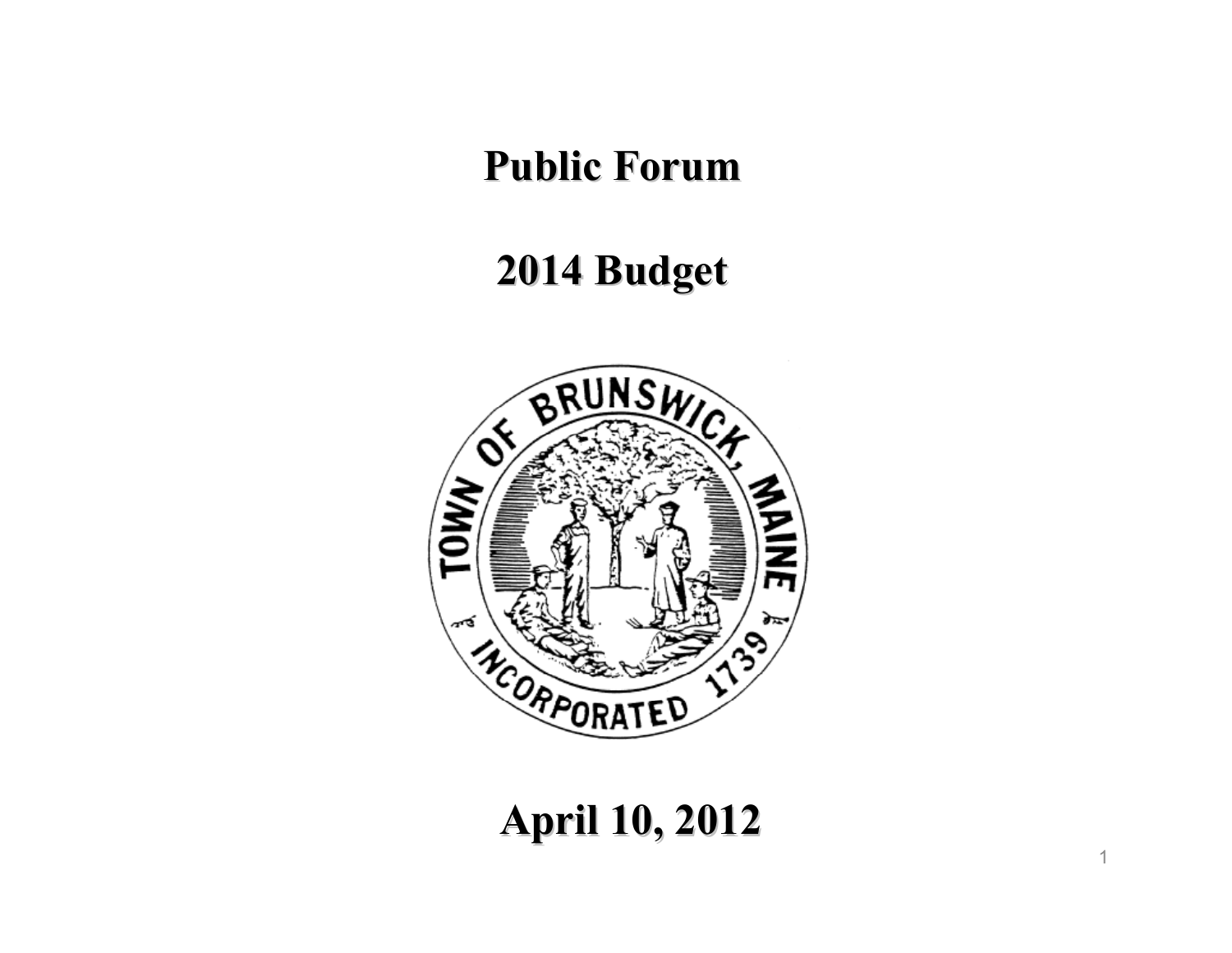# Public Forum

# 2014 Budget

April 10, 2012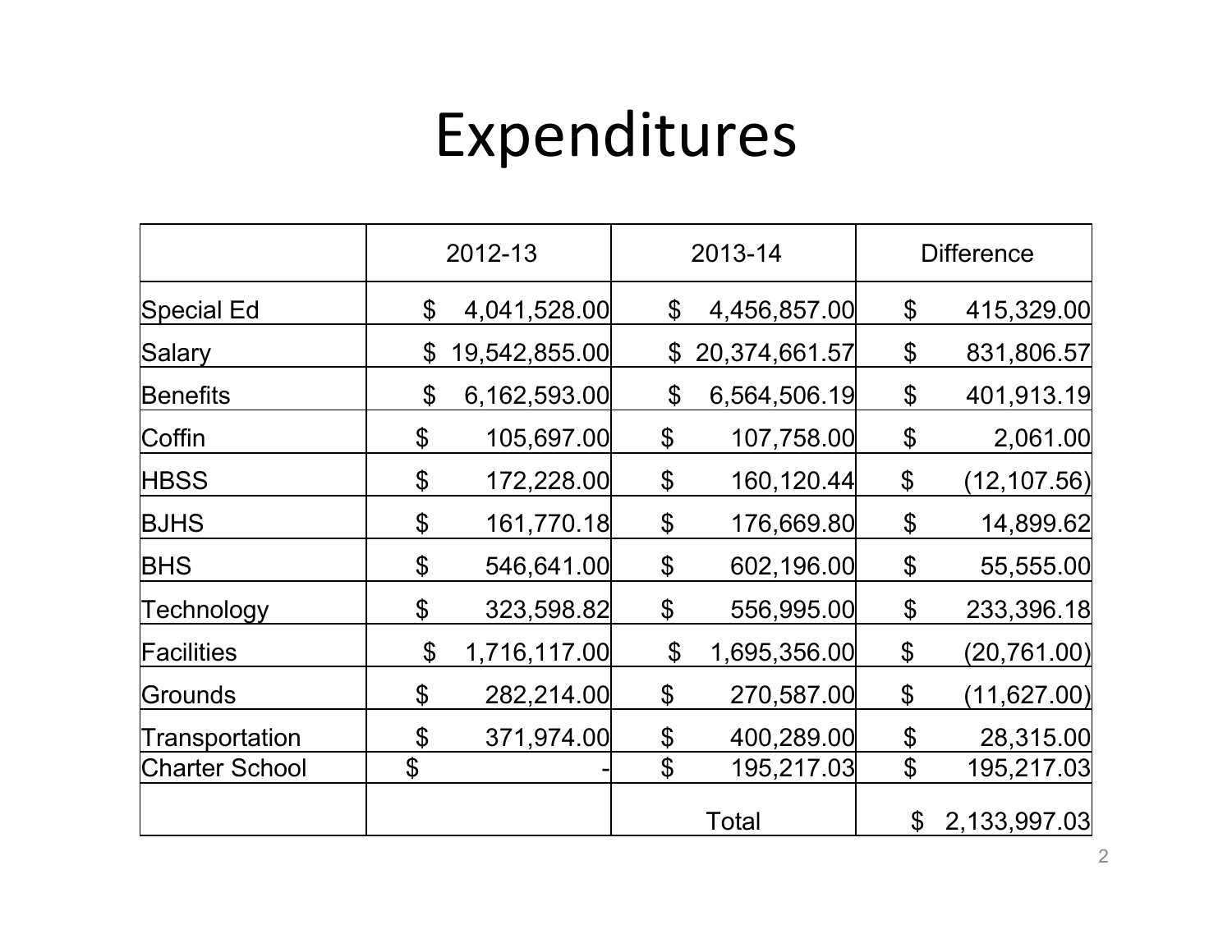# Expenditures

| | 2012-13 | 2013-14 | Difference |
|---|---|---|---|
| Special Ed | $ 4,041,528.00 | $ 4,456,857.00 | $ 415,329.00 |
| Salary | $ 19,542,855.00 | $ 20,374,661.57 | $ 831,806.57 |
| Benefits | $ 6,162,593.00 | $ 6,564,506.19 | $ 401,913.19 |
| Coffin | $ 105,697.00 | $ 107,758.00 | $ 2,061.00 |
| HBSS | $ 172,228.00 | $ 160,120.44 | $ (12,107.56) |
| BJHS | $ 161,770.18 | $ 176,669.80 | $ 14,899.62 |
| BHS | $ 546,641.00 | $ 602,196.00 | $ 55,555.00 |
| Technology | $ 323,598.82 | $ 556,995.00 | $ 233,396.18 |
| Facilities | $ 1,716,117.00 | $ 1,695,356.00 | $ (20,761.00) |
| Grounds | $ 282,214.00 | $ 270,587.00 | $ (11,627.00) |
| Transportation | $ 371,974.00 | $ 400,289.00 | $ 28,315.00 |
| Charter School | $ - | $ 195,217.03 | $ 195,217.03 |
| | | Total | $ 2,133,997.03 |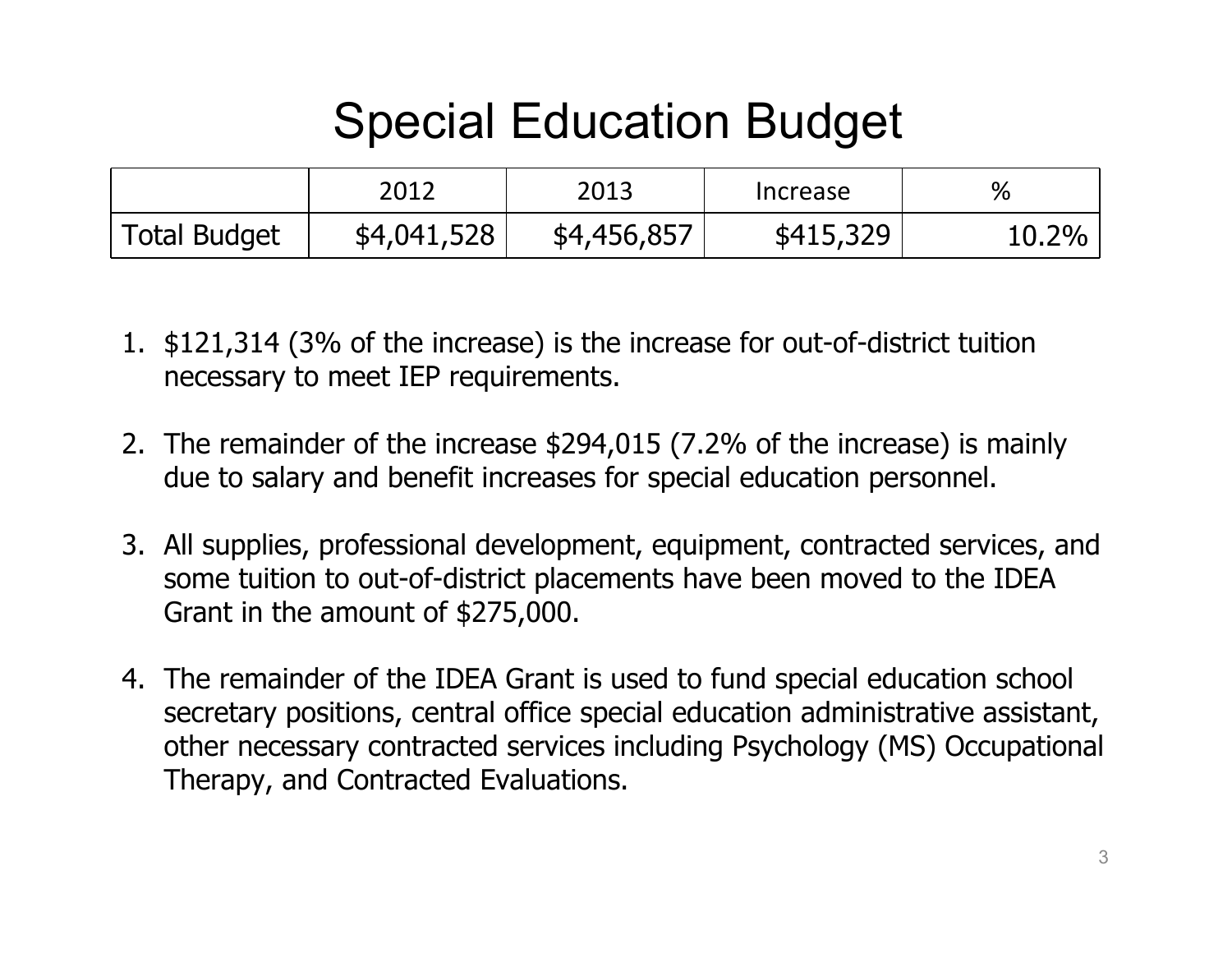# Special Education Budget

| | 2012 | 2013 | Increase | % |
|---|---|---|---|---|
| Total Budget | $4,041,528 | $4,456,857 | $415,329 | 10.2% |

1. $121,314 (3% of the increase) is the increase for out-of-district tuition necessary to meet IEP requirements.

2. The remainder of the increase $294,015 (7.2% of the increase) is mainly due to salary and benefit increases for special education personnel.

3. All supplies, professional development, equipment, contracted services, and some tuition to out-of-district placements have been moved to the IDEA Grant in the amount of $275,000.

4. The remainder of the IDEA Grant is used to fund special education school secretary positions, central office special education administrative assistant, other necessary contracted services including Psychology (MS) Occupational Therapy, and Contracted Evaluations.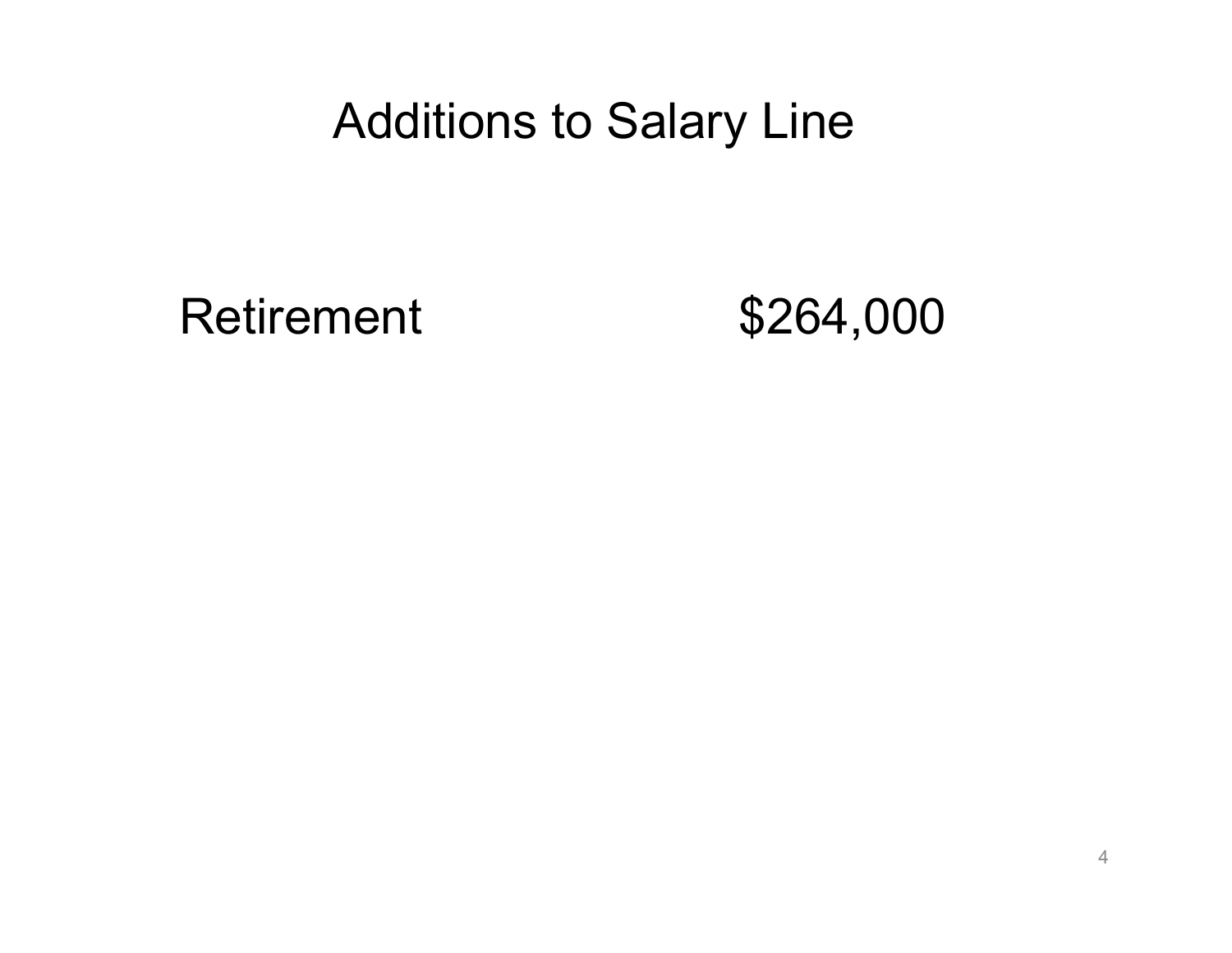# Additions to Salary Line

| Retirement | $264,000 |
| --- | --- |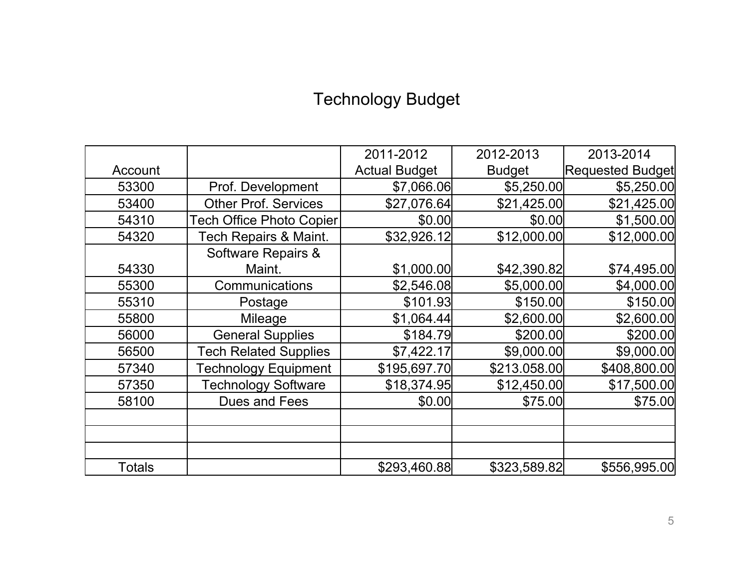# Technology Budget

| Account | | 2011-2012 Actual Budget | 2012-2013 Budget | 2013-2014 Requested Budget |
|---|---|---|---|---|
| 53300 | Prof. Development | $7,066.06 | $5,250.00 | $5,250.00 |
| 53400 | Other Prof. Services | $27,076.64 | $21,425.00 | $21,425.00 |
| 54310 | Tech Office Photo Copier | $0.00 | $0.00 | $1,500.00 |
| 54320 | Tech Repairs & Maint. | $32,926.12 | $12,000.00 | $12,000.00 |
| 54330 | Software Repairs & Maint. | $1,000.00 | $42,390.82 | $74,495.00 |
| 55300 | Communications | $2,546.08 | $5,000.00 | $4,000.00 |
| 55310 | Postage | $101.93 | $150.00 | $150.00 |
| 55800 | Mileage | $1,064.44 | $2,600.00 | $2,600.00 |
| 56000 | General Supplies | $184.79 | $200.00 | $200.00 |
| 56500 | Tech Related Supplies | $7,422.17 | $9,000.00 | $9,000.00 |
| 57340 | Technology Equipment | $195,697.70 | $213.058.00 | $408,800.00 |
| 57350 | Technology Software | $18,374.95 | $12,450.00 | $17,500.00 |
| 58100 | Dues and Fees | $0.00 | $75.00 | $75.00 |
| | | | | |
| | | | | |
| | | | | |
| Totals | | $293,460.88 | $323,589.82 | $556,995.00 |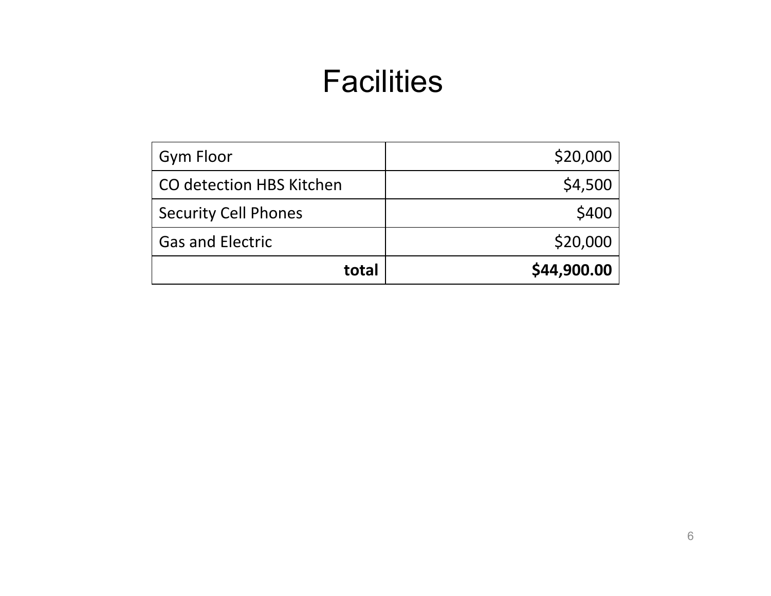# Facilities

| Gym Floor | $20,000 |
|---|---:|
| CO detection HBS Kitchen | $4,500 |
| Security Cell Phones | $400 |
| Gas and Electric | $20,000 |
| **total** | **$44,900.00** |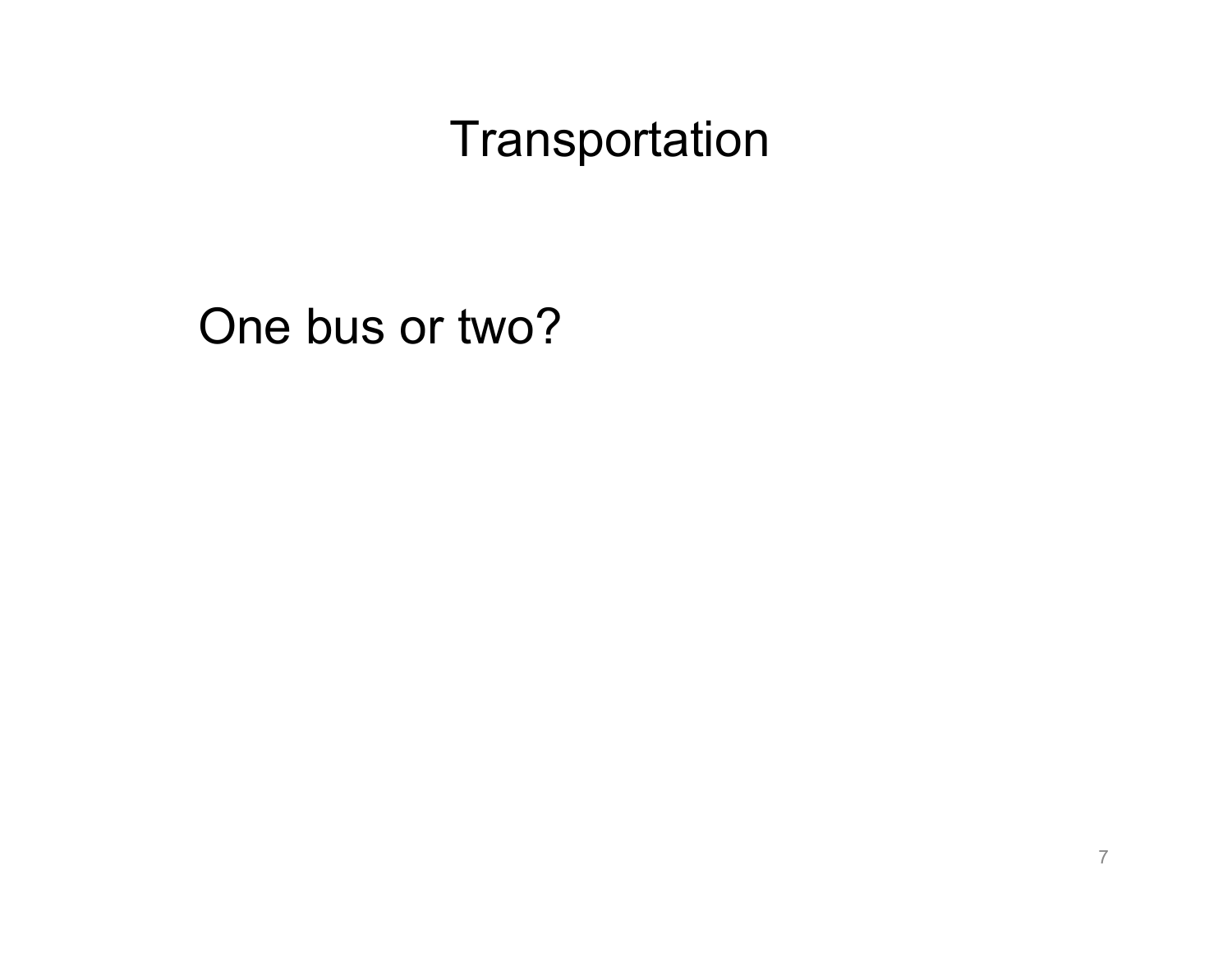# Transportation

One bus or two?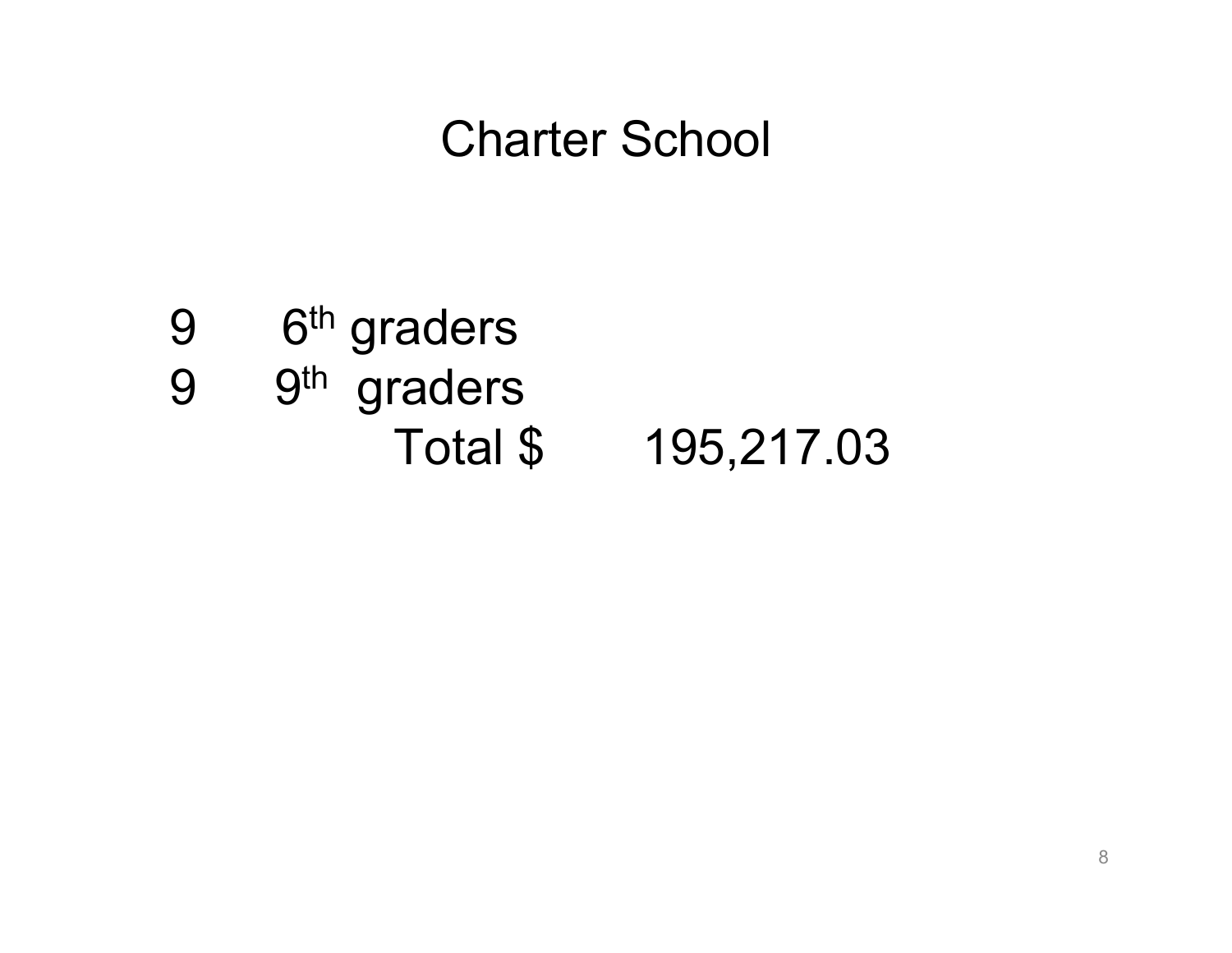# Charter School

9 6th graders
9 9th graders
Total $ 195,217.03